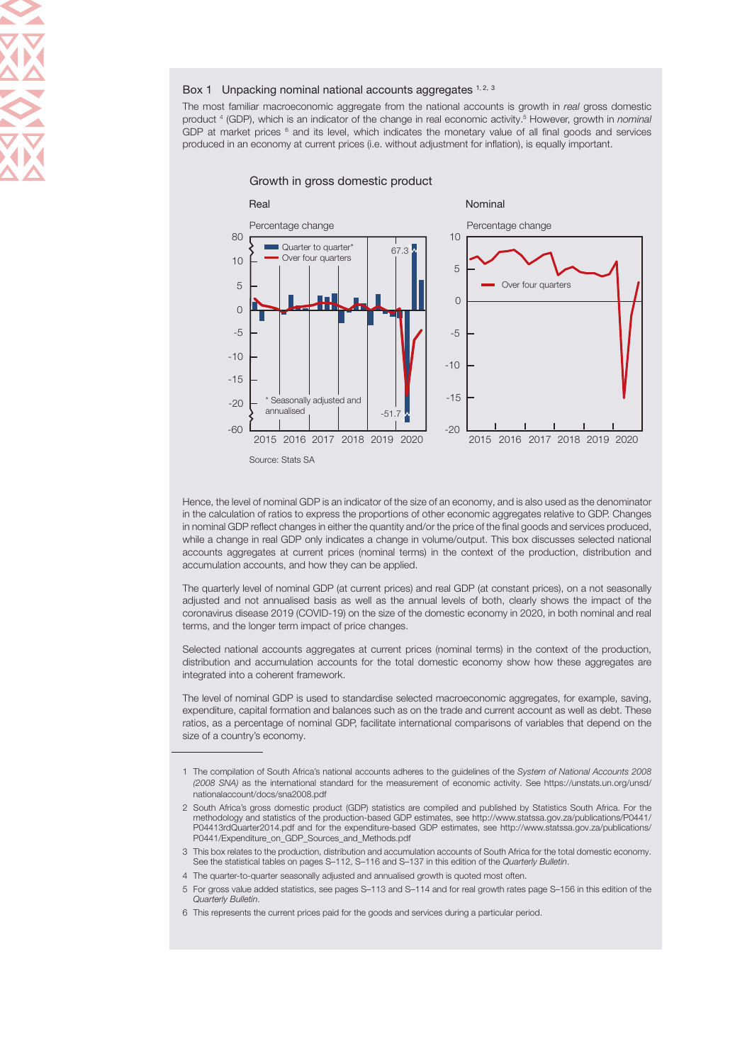## Box 1 Unpacking nominal national accounts aggregates [1, 2, 3]

The most familiar macroeconomic aggregate from the national accounts is growth in *real* gross domestic product [4] (GDP), which is an indicator of the change in real economic activity.[5] However, growth in *nominal* GDP at market prices [6] and its level, which indicates the monetary value of all final goods and services produced in an economy at current prices (i.e. without adjustment for inflation), is equally important.

Growth in gross domestic product

Source: Stats SA

Hence, the level of nominal GDP is an indicator of the size of an economy, and is also used as the denominator in the calculation of ratios to express the proportions of other economic aggregates relative to GDP. Changes in nominal GDP reflect changes in either the quantity and/or the price of the final goods and services produced, while a change in real GDP only indicates a change in volume/output. This box discusses selected national accounts aggregates at current prices (nominal terms) in the context of the production, distribution and accumulation accounts, and how they can be applied.

The quarterly level of nominal GDP (at current prices) and real GDP (at constant prices), on a not seasonally adjusted and not annualised basis as well as the annual levels of both, clearly shows the impact of the coronavirus disease 2019 (COVID-19) on the size of the domestic economy in 2020, in both nominal and real terms, and the longer term impact of price changes.

Selected national accounts aggregates at current prices (nominal terms) in the context of the production, distribution and accumulation accounts for the total domestic economy show how these aggregates are integrated into a coherent framework.

The level of nominal GDP is used to standardise selected macroeconomic aggregates, for example, saving, expenditure, capital formation and balances such as on the trade and current account as well as debt. These ratios, as a percentage of nominal GDP, facilitate international comparisons of variables that depend on the size of a country's economy.

---

1 The compilation of South Africa's national accounts adheres to the guidelines of the *System of National Accounts 2008 (2008 SNA)* as the international standard for the measurement of economic activity. See https://unstats.un.org/unsd/nationalaccount/docs/sna2008.pdf

2 South Africa's gross domestic product (GDP) statistics are compiled and published by Statistics South Africa. For the methodology and statistics of the production-based GDP estimates, see http://www.statssa.gov.za/publications/P0441/P04413rdQuarter2014.pdf and for the expenditure-based GDP estimates, see http://www.statssa.gov.za/publications/P0441/Expenditure_on_GDP_Sources_and_Methods.pdf

3 This box relates to the production, distribution and accumulation accounts of South Africa for the total domestic economy. See the statistical tables on pages S–112, S–116 and S–137 in this edition of the *Quarterly Bulletin*.

4 The quarter-to-quarter seasonally adjusted and annualised growth is quoted most often.

5 For gross value added statistics, see pages S–113 and S–114 and for real growth rates page S–156 in this edition of the *Quarterly Bulletin*.

6 This represents the current prices paid for the goods and services during a particular period.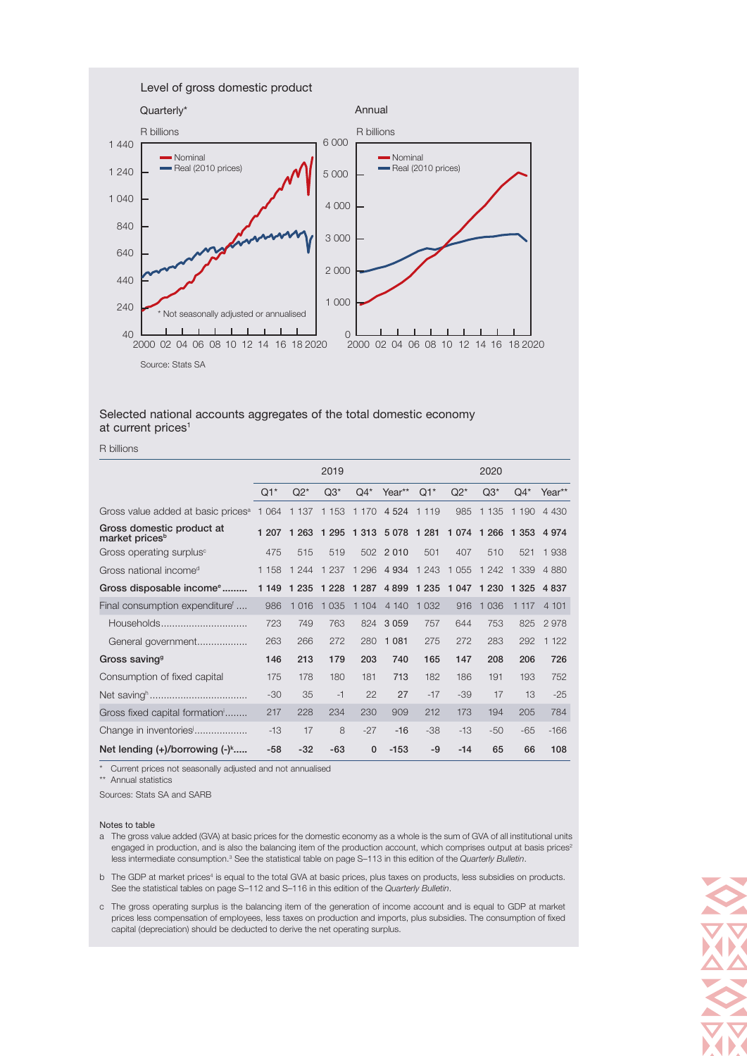Level of gross domestic product

Quarterly*

Annual

R billions

Nominal
Real (2010 prices)

* Not seasonally adjusted or annualised

Source: Stats SA

Selected national accounts aggregates of the total domestic economy at current prices[1]

R billions

| | 2019 | | | | | 2020 | | | | |
|---|---|---|---|---|---|---|---|---|---|---|
| | Q1* | Q2* | Q3* | Q4* | Year** | Q1* | Q2* | Q3* | Q4* | Year** |
| Gross value added at basic prices[a] | 1 064 | 1 137 | 1 153 | 1 170 | 4 524 | 1 119 | 985 | 1 135 | 1 190 | 4 430 |
| **Gross domestic product at market prices[b]** | **1 207** | **1 263** | **1 295** | **1 313** | **5 078** | **1 281** | **1 074** | **1 266** | **1 353** | **4 974** |
| Gross operating surplus[c] | 475 | 515 | 519 | 502 | 2 010 | 501 | 407 | 510 | 521 | 1 938 |
| Gross national income[d] | 1 158 | 1 244 | 1 237 | 1 296 | 4 934 | 1 243 | 1 055 | 1 242 | 1 339 | 4 880 |
| **Gross disposable income[e]** | **1 149** | **1 235** | **1 228** | **1 287** | **4 899** | **1 235** | **1 047** | **1 230** | **1 325** | **4 837** |
| Final consumption expenditure[f] | 986 | 1 016 | 1 035 | 1 104 | 4 140 | 1 032 | 916 | 1 036 | 1 117 | 4 101 |
| Households | 723 | 749 | 763 | 824 | 3 059 | 757 | 644 | 753 | 825 | 2 978 |
| General government | 263 | 266 | 272 | 280 | 1 081 | 275 | 272 | 283 | 292 | 1 122 |
| **Gross saving[g]** | **146** | **213** | **179** | **203** | **740** | **165** | **147** | **208** | **206** | **726** |
| Consumption of fixed capital | 175 | 178 | 180 | 181 | 713 | 182 | 186 | 191 | 193 | 752 |
| Net saving[h] | -30 | 35 | -1 | 22 | 27 | -17 | -39 | 17 | 13 | -25 |
| Gross fixed capital formation[i] | 217 | 228 | 234 | 230 | 909 | 212 | 173 | 194 | 205 | 784 |
| Change in inventories[j] | -13 | 17 | 8 | -27 | -16 | -38 | -13 | -50 | -65 | -166 |
| **Net lending (+)/borrowing (-)[k]** | **-58** | **-32** | **-63** | **0** | **-153** | **-9** | **-14** | **65** | **66** | **108** |

\* Current prices not seasonally adjusted and not annualised

\*\* Annual statistics

Sources: Stats SA and SARB

Notes to table

a The gross value added (GVA) at basic prices for the domestic economy as a whole is the sum of GVA of all institutional units engaged in production, and is also the balancing item of the production account, which comprises output at basis prices[2] less intermediate consumption.[3] See the statistical table on page S–113 in this edition of the *Quarterly Bulletin*.

b The GDP at market prices[4] is equal to the total GVA at basic prices, plus taxes on products, less subsidies on products. See the statistical tables on page S–112 and S–116 in this edition of the *Quarterly Bulletin*.

c The gross operating surplus is the balancing item of the generation of income account and is equal to GDP at market prices less compensation of employees, less taxes on production and imports, plus subsidies. The consumption of fixed capital (depreciation) should be deducted to derive the net operating surplus.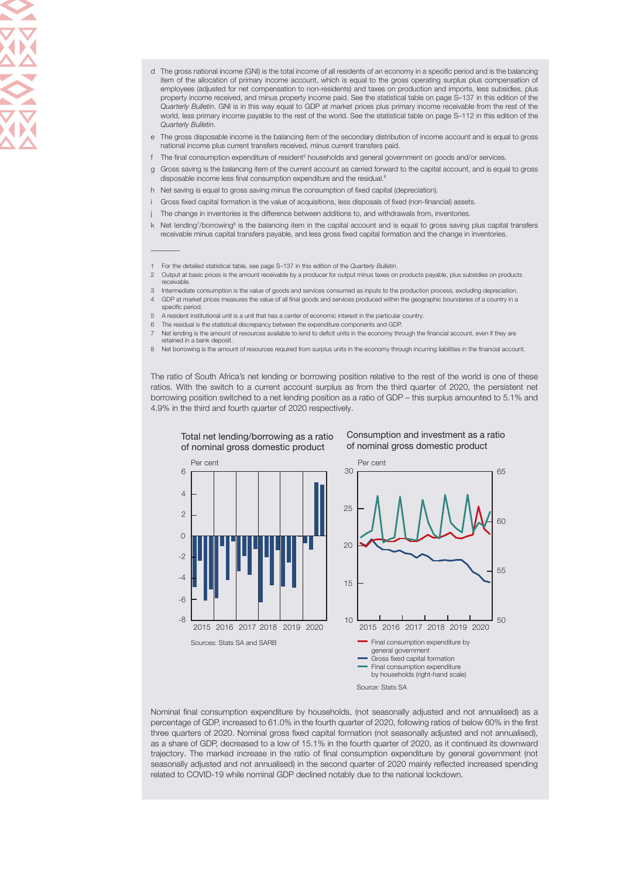- d The gross national income (GNI) is the total income of all residents of an economy in a specific period and is the balancing item of the allocation of primary income account, which is equal to the gross operating surplus plus compensation of employees (adjusted for net compensation to non-residents) and taxes on production and imports, less subsidies, plus property income received, and minus property income paid. See the statistical table on page S–137 in this edition of the *Quarterly Bulletin*. GNI is in this way equal to GDP at market prices plus primary income receivable from the rest of the world, less primary income payable to the rest of the world. See the statistical table on page S–112 in this edition of the *Quarterly Bulletin*.
- e The gross disposable income is the balancing item of the secondary distribution of income account and is equal to gross national income plus current transfers received, minus current transfers paid.
- f The final consumption expenditure of resident[5] households and general government on goods and/or services.
- g Gross saving is the balancing item of the current account as carried forward to the capital account, and is equal to gross disposable income less final consumption expenditure and the residual.[6]
- h Net saving is equal to gross saving minus the consumption of fixed capital (depreciation).
- i Gross fixed capital formation is the value of acquisitions, less disposals of fixed (non-financial) assets.
- j The change in inventories is the difference between additions to, and withdrawals from, inventories.
- k Net lending[7]/borrowing[8] is the balancing item in the capital account and is equal to gross saving plus capital transfers receivable minus capital transfers payable, and less gross fixed capital formation and the change in inventories.

---

1 For the detailed statistical table, see page S–137 in this edition of the *Quarterly Bulletin*.
2 Output at basic prices is the amount receivable by a producer for output minus taxes on products payable, plus subsidies on products receivable.
3 Intermediate consumption is the value of goods and services consumed as inputs to the production process, excluding depreciation.
4 GDP at market prices measures the value of all final goods and services produced within the geographic boundaries of a country in a specific period.
5 A resident institutional unit is a unit that has a center of economic interest in the particular country.
6 The residual is the statistical discrepancy between the expenditure components and GDP.
7 Net lending is the amount of resources available to lend to deficit units in the economy through the financial account, even if they are retained in a bank deposit.
8 Net borrowing is the amount of resources required from surplus units in the economy through incurring liabilities in the financial account.

The ratio of South Africa's net lending or borrowing position relative to the rest of the world is one of these ratios. With the switch to a current account surplus as from the third quarter of 2020, the persistent net borrowing position switched to a net lending position as a ratio of GDP – this surplus amounted to 5.1% and 4.9% in the third and fourth quarter of 2020 respectively.

**Total net lending/borrowing as a ratio of nominal gross domestic product**

Per cent

Sources: Stats SA and SARB

**Consumption and investment as a ratio of nominal gross domestic product**

Per cent

- Final consumption expenditure by general government
- Gross fixed capital formation
- Final consumption expenditure by households (right-hand scale)

Source: Stats SA

Nominal final consumption expenditure by households, (not seasonally adjusted and not annualised) as a percentage of GDP, increased to 61.0% in the fourth quarter of 2020, following ratios of below 60% in the first three quarters of 2020. Nominal gross fixed capital formation (not seasonally adjusted and not annualised), as a share of GDP, decreased to a low of 15.1% in the fourth quarter of 2020, as it continued its downward trajectory. The marked increase in the ratio of final consumption expenditure by general government (not seasonally adjusted and not annualised) in the second quarter of 2020 mainly reflected increased spending related to COVID-19 while nominal GDP declined notably due to the national lockdown.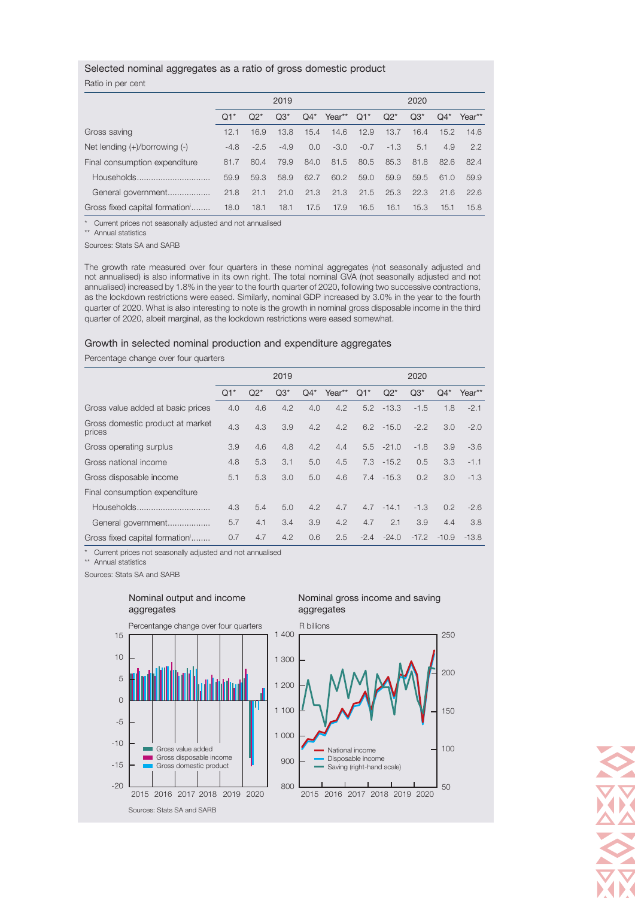### Selected nominal aggregates as a ratio of gross domestic product

Ratio in per cent

| | 2019 | | | | | 2020 | | | | |
|---|---|---|---|---|---|---|---|---|---|---|
| | Q1* | Q2* | Q3* | Q4* | Year** | Q1* | Q2* | Q3* | Q4* | Year** |
| Gross saving | 12.1 | 16.9 | 13.8 | 15.4 | 14.6 | 12.9 | 13.7 | 16.4 | 15.2 | 14.6 |
| Net lending (+)/borrowing (-) | -4.8 | -2.5 | -4.9 | 0.0 | -3.0 | -0.7 | -1.3 | 5.1 | 4.9 | 2.2 |
| Final consumption expenditure | 81.7 | 80.4 | 79.9 | 84.0 | 81.5 | 80.5 | 85.3 | 81.8 | 82.6 | 82.4 |
| Households.............................. | 59.9 | 59.3 | 58.9 | 62.7 | 60.2 | 59.0 | 59.9 | 59.5 | 61.0 | 59.9 |
| General government.................. | 21.8 | 21.1 | 21.0 | 21.3 | 21.3 | 21.5 | 25.3 | 22.3 | 21.6 | 22.6 |
| Gross fixed capital formation[i]........ | 18.0 | 18.1 | 18.1 | 17.5 | 17.9 | 16.5 | 16.1 | 15.3 | 15.1 | 15.8 |

\* Current prices not seasonally adjusted and not annualised
\** Annual statistics

Sources: Stats SA and SARB

The growth rate measured over four quarters in these nominal aggregates (not seasonally adjusted and not annualised) is also informative in its own right. The total nominal GVA (not seasonally adjusted and not annualised) increased by 1.8% in the year to the fourth quarter of 2020, following two successive contractions, as the lockdown restrictions were eased. Similarly, nominal GDP increased by 3.0% in the year to the fourth quarter of 2020. What is also interesting to note is the growth in nominal gross disposable income in the third quarter of 2020, albeit marginal, as the lockdown restrictions were eased somewhat.

### Growth in selected nominal production and expenditure aggregates

Percentage change over four quarters

| | 2019 | | | | | 2020 | | | | |
|---|---|---|---|---|---|---|---|---|---|---|
| | Q1* | Q2* | Q3* | Q4* | Year** | Q1* | Q2* | Q3* | Q4* | Year** |
| Gross value added at basic prices | 4.0 | 4.6 | 4.2 | 4.0 | 4.2 | 5.2 | -13.3 | -1.5 | 1.8 | -2.1 |
| Gross domestic product at market prices | 4.3 | 4.3 | 3.9 | 4.2 | 4.2 | 6.2 | -15.0 | -2.2 | 3.0 | -2.0 |
| Gross operating surplus | 3.9 | 4.6 | 4.8 | 4.2 | 4.4 | 5.5 | -21.0 | -1.8 | 3.9 | -3.6 |
| Gross national income | 4.8 | 5.3 | 3.1 | 5.0 | 4.5 | 7.3 | -15.2 | 0.5 | 3.3 | -1.1 |
| Gross disposable income | 5.1 | 5.3 | 3.0 | 5.0 | 4.6 | 7.4 | -15.3 | 0.2 | 3.0 | -1.3 |
| Final consumption expenditure | | | | | | | | | | |
| Households.............................. | 4.3 | 5.4 | 5.0 | 4.2 | 4.7 | 4.7 | -14.1 | -1.3 | 0.2 | -2.6 |
| General government.................. | 5.7 | 4.1 | 3.4 | 3.9 | 4.2 | 4.7 | 2.1 | 3.9 | 4.4 | 3.8 |
| Gross fixed capital formation[i]........ | 0.7 | 4.7 | 4.2 | 0.6 | 2.5 | -2.4 | -24.0 | -17.2 | -10.9 | -13.8 |

\* Current prices not seasonally adjusted and not annualised
\** Annual statistics

Sources: Stats SA and SARB

Nominal output and income aggregates

Percentange change over four quarters

Nominal gross income and saving aggregates

R billions

Sources: Stats SA and SARB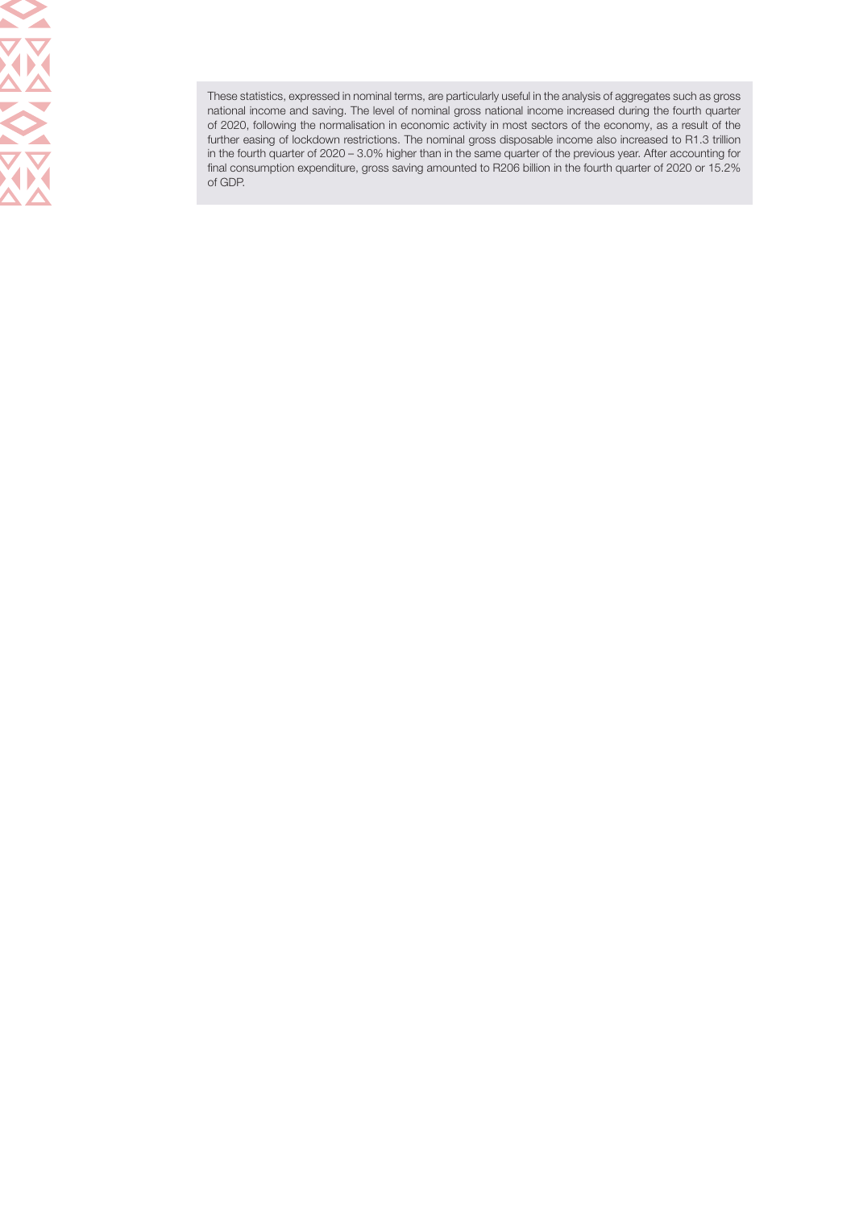These statistics, expressed in nominal terms, are particularly useful in the analysis of aggregates such as gross national income and saving. The level of nominal gross national income increased during the fourth quarter of 2020, following the normalisation in economic activity in most sectors of the economy, as a result of the further easing of lockdown restrictions. The nominal gross disposable income also increased to R1.3 trillion in the fourth quarter of 2020 – 3.0% higher than in the same quarter of the previous year. After accounting for final consumption expenditure, gross saving amounted to R206 billion in the fourth quarter of 2020 or 15.2% of GDP.